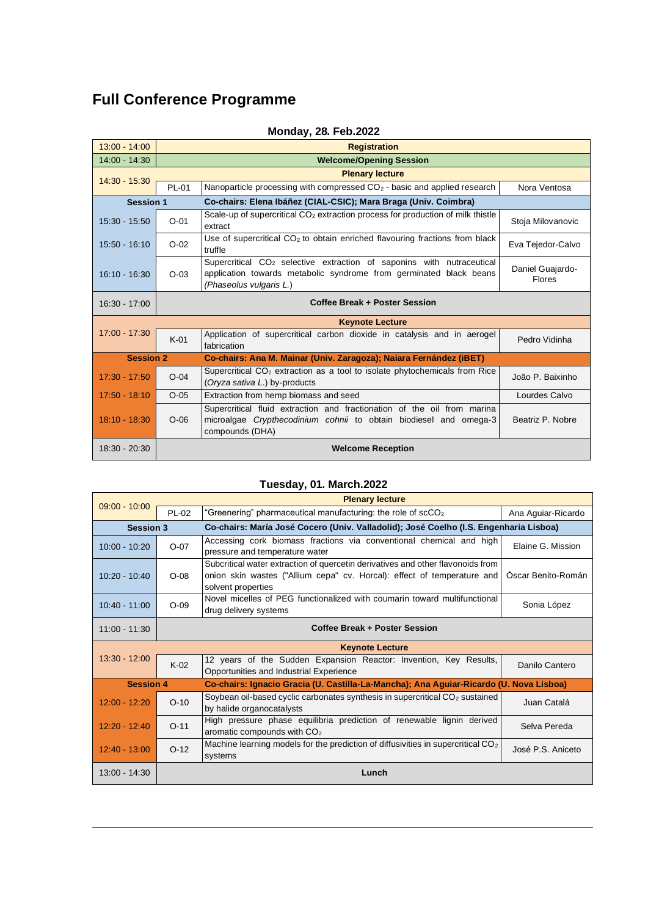# Full Conference Programme

**Monday, 28. Feb.2022**

| | | | |
|---|---|---|---|
| 13:00 - 14:00 | **Registration** | | |
| 14:00 - 14:30 | **Welcome/Opening Session** | | |
| 14:30 - 15:30 | **Plenary lecture** | | |
| | PL-01 | Nanoparticle processing with compressed $CO_2$ - basic and applied research | Nora Ventosa |
| **Session 1** | **Co-chairs: Elena Ibáñez (CIAL-CSIC); Mara Braga (Univ. Coimbra)** | | |
| 15:30 - 15:50 | O-01 | Scale-up of supercritical $CO_2$ extraction process for production of milk thistle extract | Stoja Milovanovic |
| 15:50 - 16:10 | O-02 | Use of supercritical $CO_2$ to obtain enriched flavouring fractions from black truffle | Eva Tejedor-Calvo |
| 16:10 - 16:30 | O-03 | Supercritical $CO_2$ selective extraction of saponins with nutraceutical application towards metabolic syndrome from germinated black beans (*Phaseolus vulgaris L.*) | Daniel Guajardo-Flores |
| 16:30 - 17:00 | **Coffee Break + Poster Session** | | |
| 17:00 - 17:30 | **Keynote Lecture** | | |
| | K-01 | Application of supercritical carbon dioxide in catalysis and in aerogel fabrication | Pedro Vidinha |
| **Session 2** | **Co-chairs: Ana M. Mainar (Univ. Zaragoza); Naiara Fernández (iBET)** | | |
| 17:30 - 17:50 | O-04 | Supercritical $CO_2$ extraction as a tool to isolate phytochemicals from Rice (*Oryza sativa L.*) by-products | João P. Baixinho |
| 17:50 - 18:10 | O-05 | Extraction from hemp biomass and seed | Lourdes Calvo |
| 18:10 - 18:30 | O-06 | Supercritical fluid extraction and fractionation of the oil from marina microalgae *Crypthecodinium cohnii* to obtain biodiesel and omega-3 compounds (DHA) | Beatriz P. Nobre |
| 18:30 - 20:30 | **Welcome Reception** | | |

**Tuesday, 01. March.2022**

| | | | |
|---|---|---|---|
| 09:00 - 10:00 | **Plenary lecture** | | |
| | PL-02 | "Greenering" pharmaceutical manufacturing: the role of $scCO_2$ | Ana Aguiar-Ricardo |
| **Session 3** | **Co-chairs: María José Cocero (Univ. Valladolid); José Coelho (I.S. Engenharia Lisboa)** | | |
| 10:00 - 10:20 | O-07 | Accessing cork biomass fractions via conventional chemical and high pressure and temperature water | Elaine G. Mission |
| 10:20 - 10:40 | O-08 | Subcritical water extraction of quercetin derivatives and other flavonoids from onion skin wastes ("Allium cepa" cv. Horcal): effect of temperature and solvent properties | Óscar Benito-Román |
| 10:40 - 11:00 | O-09 | Novel micelles of PEG functionalized with coumarin toward multifunctional drug delivery systems | Sonia López |
| 11:00 - 11:30 | **Coffee Break + Poster Session** | | |
| 13:30 - 12:00 | **Keynote Lecture** | | |
| | K-02 | 12 years of the Sudden Expansion Reactor: Invention, Key Results, Opportunities and Industrial Experience | Danilo Cantero |
| **Session 4** | **Co-chairs: Ignacio Gracia (U. Castilla-La-Mancha); Ana Aguiar-Ricardo (U. Nova Lisboa)** | | |
| 12:00 - 12:20 | O-10 | Soybean oil-based cyclic carbonates synthesis in supercritical $CO_2$ sustained by halide organocatalysts | Juan Catalá |
| 12:20 - 12:40 | O-11 | High pressure phase equilibria prediction of renewable lignin derived aromatic compounds with $CO_2$ | Selva Pereda |
| 12:40 - 13:00 | O-12 | Machine learning models for the prediction of diffusivities in supercritical $CO_2$ systems | José P.S. Aniceto |
| 13:00 - 14:30 | **Lunch** | | |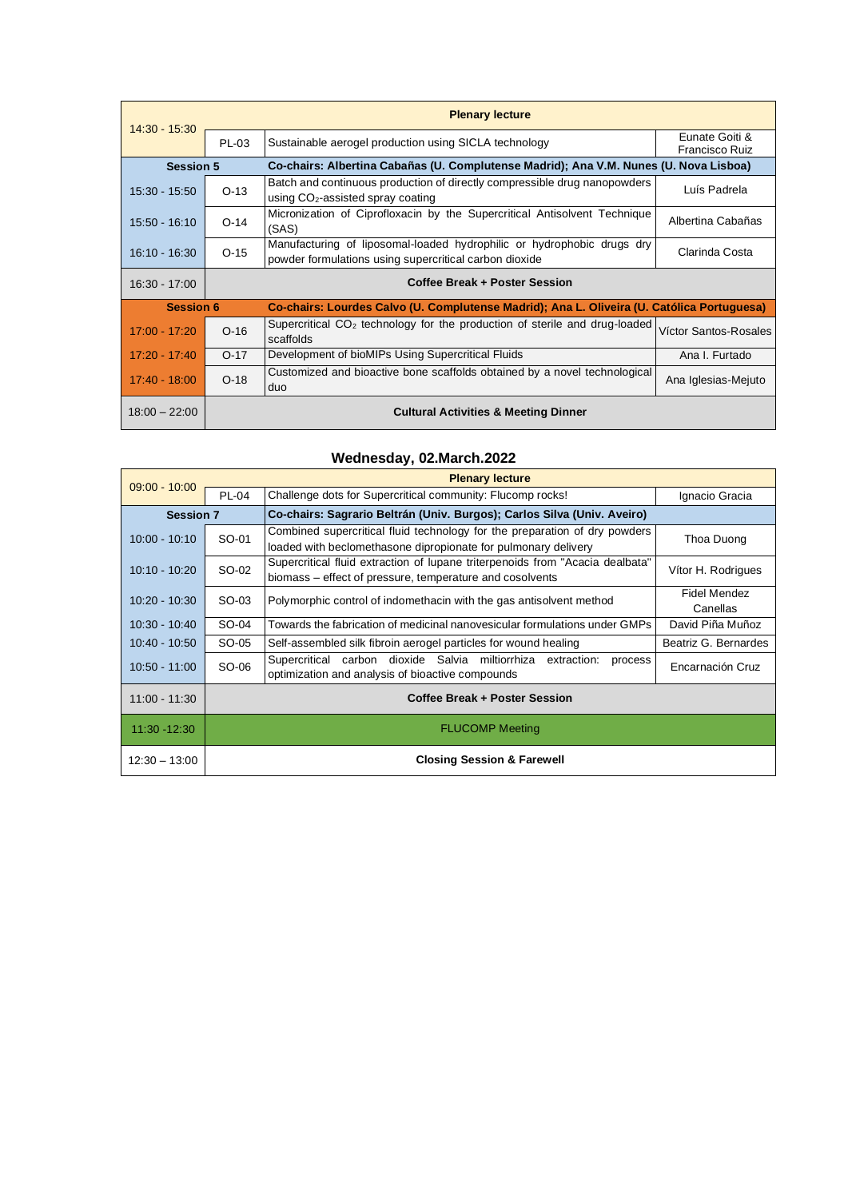| 14:30 - 15:30 | | Plenary lecture | |
|---|---|---|---|
| | PL-03 | Sustainable aerogel production using SICLA technology | Eunate Goiti & Francisco Ruiz |
| **Session 5** | | **Co-chairs: Albertina Cabañas (U. Complutense Madrid); Ana V.M. Nunes (U. Nova Lisboa)** | |
| 15:30 - 15:50 | O-13 | Batch and continuous production of directly compressible drug nanopowders using $CO_2$-assisted spray coating | Luís Padrela |
| 15:50 - 16:10 | O-14 | Micronization of Ciprofloxacin by the Supercritical Antisolvent Technique (SAS) | Albertina Cabañas |
| 16:10 - 16:30 | O-15 | Manufacturing of liposomal-loaded hydrophilic or hydrophobic drugs dry powder formulations using supercritical carbon dioxide | Clarinda Costa |
| 16:30 - 17:00 | | **Coffee Break + Poster Session** | |
| **Session 6** | | **Co-chairs: Lourdes Calvo (U. Complutense Madrid); Ana L. Oliveira (U. Católica Portuguesa)** | |
| 17:00 - 17:20 | O-16 | Supercritical $CO_2$ technology for the production of sterile and drug-loaded scaffolds | Víctor Santos-Rosales |
| 17:20 - 17:40 | O-17 | Development of bioMIPs Using Supercritical Fluids | Ana I. Furtado |
| 17:40 - 18:00 | O-18 | Customized and bioactive bone scaffolds obtained by a novel technological duo | Ana Iglesias-Mejuto |
| 18:00 – 22:00 | | **Cultural Activities & Meeting Dinner** | |

## Wednesday, 02.March.2022

| 09:00 - 10:00 | | Plenary lecture | |
|---|---|---|---|
| | PL-04 | Challenge dots for Supercritical community: Flucomp rocks! | Ignacio Gracia |
| **Session 7** | | **Co-chairs: Sagrario Beltrán (Univ. Burgos); Carlos Silva (Univ. Aveiro)** | |
| 10:00 - 10:10 | SO-01 | Combined supercritical fluid technology for the preparation of dry powders loaded with beclomethasone dipropionate for pulmonary delivery | Thoa Duong |
| 10:10 - 10:20 | SO-02 | Supercritical fluid extraction of lupane triterpenoids from "Acacia dealbata" biomass – effect of pressure, temperature and cosolvents | Vítor H. Rodrigues |
| 10:20 - 10:30 | SO-03 | Polymorphic control of indomethacin with the gas antisolvent method | Fidel Mendez Canellas |
| 10:30 - 10:40 | SO-04 | Towards the fabrication of medicinal nanovesicular formulations under GMPs | David Piña Muñoz |
| 10:40 - 10:50 | SO-05 | Self-assembled silk fibroin aerogel particles for wound healing | Beatriz G. Bernardes |
| 10:50 - 11:00 | SO-06 | Supercritical carbon dioxide Salvia miltiorrhiza extraction: process optimization and analysis of bioactive compounds | Encarnación Cruz |
| 11:00 - 11:30 | | **Coffee Break + Poster Session** | |
| 11:30 -12:30 | | FLUCOMP Meeting | |
| 12:30 – 13:00 | | **Closing Session & Farewell** | |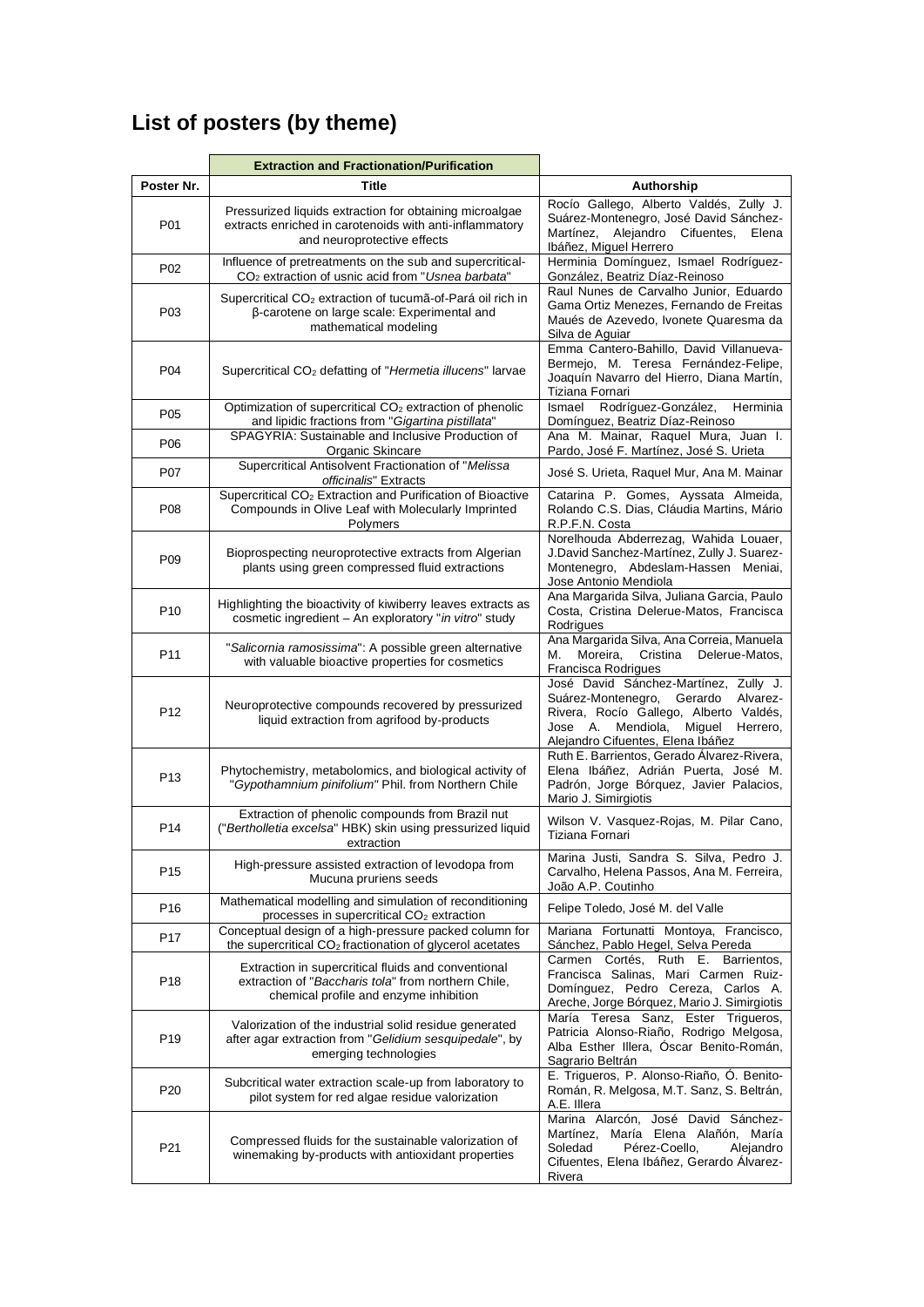# List of posters (by theme)

| | **Extraction and Fractionation/Purification** | |
|---|---|---|
| **Poster Nr.** | **Title** | **Authorship** |
| P01 | Pressurized liquids extraction for obtaining microalgae extracts enriched in carotenoids with anti-inflammatory and neuroprotective effects | Rocío Gallego, Alberto Valdés, Zully J. Suárez-Montenegro, José David Sánchez-Martínez, Alejandro Cifuentes, Elena Ibáñez, Miguel Herrero |
| P02 | Influence of pretreatments on the sub and supercritical-$CO_2$ extraction of usnic acid from "*Usnea barbata*" | Herminia Domínguez, Ismael Rodríguez-González, Beatriz Díaz-Reinoso |
| P03 | Supercritical $CO_2$ extraction of tucumã-of-Pará oil rich in β-carotene on large scale: Experimental and mathematical modeling | Raul Nunes de Carvalho Junior, Eduardo Gama Ortiz Menezes, Fernando de Freitas Maués de Azevedo, Ivonete Quaresma da Silva de Aguiar |
| P04 | Supercritical $CO_2$ defatting of "*Hermetia illucens*" larvae | Emma Cantero-Bahillo, David Villanueva-Bermejo, M. Teresa Fernández-Felipe, Joaquín Navarro del Hierro, Diana Martín, Tiziana Fornari |
| P05 | Optimization of supercritical $CO_2$ extraction of phenolic and lipidic fractions from "*Gigartina pistillata*" | Ismael Rodríguez-González, Herminia Domínguez, Beatriz Díaz-Reinoso |
| P06 | SPAGYRIA: Sustainable and Inclusive Production of Organic Skincare | Ana M. Mainar, Raquel Mura, Juan I. Pardo, José F. Martínez, José S. Urieta |
| P07 | Supercritical Antisolvent Fractionation of "*Melissa officinalis*" Extracts | José S. Urieta, Raquel Mur, Ana M. Mainar |
| P08 | Supercritical $CO_2$ Extraction and Purification of Bioactive Compounds in Olive Leaf with Molecularly Imprinted Polymers | Catarina P. Gomes, Ayssata Almeida, Rolando C.S. Dias, Cláudia Martins, Mário R.P.F.N. Costa |
| P09 | Bioprospecting neuroprotective extracts from Algerian plants using green compressed fluid extractions | Norelhouda Abderrezag, Wahida Louaer, J.David Sanchez-Martínez, Zully J. Suarez-Montenegro, Abdeslam-Hassen Meniai, Jose Antonio Mendiola |
| P10 | Highlighting the bioactivity of kiwiberry leaves extracts as cosmetic ingredient – An exploratory "*in vitro*" study | Ana Margarida Silva, Juliana Garcia, Paulo Costa, Cristina Delerue-Matos, Francisca Rodrigues |
| P11 | "*Salicornia ramosissima*": A possible green alternative with valuable bioactive properties for cosmetics | Ana Margarida Silva, Ana Correia, Manuela M. Moreira, Cristina Delerue-Matos, Francisca Rodrigues |
| P12 | Neuroprotective compounds recovered by pressurized liquid extraction from agrifood by-products | José David Sánchez-Martínez, Zully J. Suárez-Montenegro, Gerardo Alvarez-Rivera, Rocío Gallego, Alberto Valdés, Jose A. Mendiola, Miguel Herrero, Alejandro Cifuentes, Elena Ibáñez |
| P13 | Phytochemistry, metabolomics, and biological activity of "*Gypothamnium pinifolium*" Phil. from Northern Chile | Ruth E. Barrientos, Gerado Álvarez-Rivera, Elena Ibáñez, Adrián Puerta, José M. Padrón, Jorge Bórquez, Javier Palacios, Mario J. Simirgiotis |
| P14 | Extraction of phenolic compounds from Brazil nut ("*Bertholletia excelsa*" HBK) skin using pressurized liquid extraction | Wilson V. Vasquez-Rojas, M. Pilar Cano, Tiziana Fornari |
| P15 | High-pressure assisted extraction of levodopa from Mucuna pruriens seeds | Marina Justi, Sandra S. Silva, Pedro J. Carvalho, Helena Passos, Ana M. Ferreira, João A.P. Coutinho |
| P16 | Mathematical modelling and simulation of reconditioning processes in supercritical $CO_2$ extraction | Felipe Toledo, José M. del Valle |
| P17 | Conceptual design of a high-pressure packed column for the supercritical $CO_2$ fractionation of glycerol acetates | Mariana Fortunatti Montoya, Francisco, Sánchez, Pablo Hegel, Selva Pereda |
| P18 | Extraction in supercritical fluids and conventional extraction of "*Baccharis tola*" from northern Chile, chemical profile and enzyme inhibition | Carmen Cortés, Ruth E. Barrientos, Francisca Salinas, Mari Carmen Ruiz-Domínguez, Pedro Cereza, Carlos A. Areche, Jorge Bórquez, Mario J. Simirgiotis |
| P19 | Valorization of the industrial solid residue generated after agar extraction from "*Gelidium sesquipedale*", by emerging technologies | María Teresa Sanz, Ester Trigueros, Patricia Alonso-Riaño, Rodrigo Melgosa, Alba Esther Illera, Óscar Benito-Román, Sagrario Beltrán |
| P20 | Subcritical water extraction scale-up from laboratory to pilot system for red algae residue valorization | E. Trigueros, P. Alonso-Riaño, Ó. Benito-Román, R. Melgosa, M.T. Sanz, S. Beltrán, A.E. Illera |
| P21 | Compressed fluids for the sustainable valorization of winemaking by-products with antioxidant properties | Marina Alarcón, José David Sánchez-Martínez, María Elena Alañón, María Soledad Pérez-Coello, Alejandro Cifuentes, Elena Ibáñez, Gerardo Álvarez-Rivera |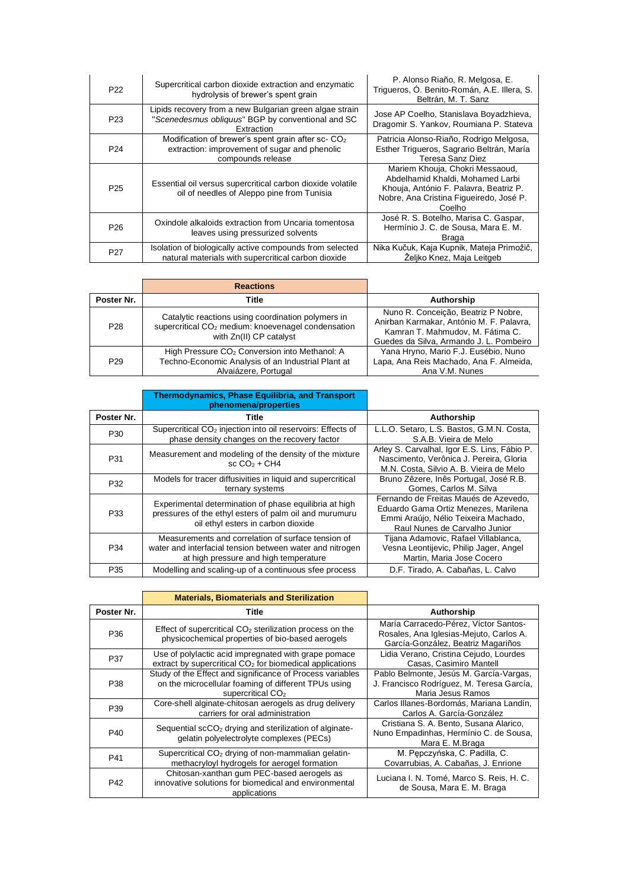| | | |
|---|---|---|
| P22 | Supercritical carbon dioxide extraction and enzymatic hydrolysis of brewer's spent grain | P. Alonso Riaño, R. Melgosa, E. Trigueros, Ó. Benito-Román, A.E. Illera, S. Beltrán, M. T. Sanz |
| P23 | Lipids recovery from a new Bulgarian green algae strain "*Scenedesmus obliquus*" BGP by conventional and SC Extraction | Jose AP Coelho, Stanislava Boyadzhieva, Dragomir S. Yankov, Roumiana P. Stateva |
| P24 | Modification of brewer's spent grain after sc- $CO_2$ extraction: improvement of sugar and phenolic compounds release | Patricia Alonso-Riaño, Rodrigo Melgosa, Esther Trigueros, Sagrario Beltrán, María Teresa Sanz Diez |
| P25 | Essential oil versus supercritical carbon dioxide volatile oil of needles of Aleppo pine from Tunisia | Mariem Khouja, Chokri Messaoud, Abdelhamid Khaldi, Mohamed Larbi Khouja, António F. Palavra, Beatriz P. Nobre, Ana Cristina Figueiredo, José P. Coelho |
| P26 | Oxindole alkaloids extraction from Uncaria tomentosa leaves using pressurized solvents | José R. S. Botelho, Marisa C. Gaspar, Hermínio J. C. de Sousa, Mara E. M. Braga |
| P27 | Isolation of biologically active compounds from selected natural materials with supercritical carbon dioxide | Nika Kučuk, Kaja Kupnik, Mateja Primožič, Željko Knez, Maja Leitgeb |

| | **Reactions** | |
|---|---|---|
| **Poster Nr.** | **Title** | **Authorship** |
| P28 | Catalytic reactions using coordination polymers in supercritical $CO_2$ medium: knoevenagel condensation with Zn(II) CP catalyst | Nuno R. Conceição, Beatriz P Nobre, Anirban Karmakar, António M. F. Palavra, Kamran T. Mahmudov, M. Fátima C. Guedes da Silva, Armando J. L. Pombeiro |
| P29 | High Pressure $CO_2$ Conversion into Methanol: A Techno-Economic Analysis of an Industrial Plant at Alvaiázere, Portugal | Yana Hryno, Mario F.J. Eusébio, Nuno Lapa, Ana Reis Machado, Ana F. Almeida, Ana V.M. Nunes |

| | **Thermodynamics, Phase Equilibria, and Transport phenomena/properties** | |
|---|---|---|
| **Poster Nr.** | **Title** | **Authorship** |
| P30 | Supercritical $CO_2$ injection into oil reservoirs: Effects of phase density changes on the recovery factor | L.L.O. Setaro, L.S. Bastos, G.M.N. Costa, S.A.B. Vieira de Melo |
| P31 | Measurement and modeling of the density of the mixture sc $CO_2$ + $CH_4$ | Arley S. Carvalhal, Igor E.S. Lins, Fábio P. Nascimento, Verônica J. Pereira, Gloria M.N. Costa, Silvio A. B. Vieira de Melo |
| P32 | Models for tracer diffusivities in liquid and supercritical ternary systems | Bruno Zêzere, Inês Portugal, José R.B. Gomes, Carlos M. Silva |
| P33 | Experimental determination of phase equilibria at high pressures of the ethyl esters of palm oil and murumuru oil ethyl esters in carbon dioxide | Fernando de Freitas Maués de Azevedo, Eduardo Gama Ortiz Menezes, Marilena Emmi Araújo, Nélio Teixeira Machado, Raul Nunes de Carvalho Junior |
| P34 | Measurements and correlation of surface tension of water and interfacial tension between water and nitrogen at high pressure and high temperature | Tijana Adamovic, Rafael Villablanca, Vesna Leontijevic, Philip Jager, Angel Martin, Maria Jose Cocero |
| P35 | Modelling and scaling-up of a continuous sfee process | D.F. Tirado, A. Cabañas, L. Calvo |

| | **Materials, Biomaterials and Sterilization** | |
|---|---|---|
| **Poster Nr.** | **Title** | **Authorship** |
| P36 | Effect of supercritical $CO_2$ sterilization process on the physicochemical properties of bio-based aerogels | María Carracedo-Pérez, Víctor Santos-Rosales, Ana Iglesias-Mejuto, Carlos A. García-González, Beatriz Magariños |
| P37 | Use of polylactic acid impregnated with grape pomace extract by supercritical $CO_2$ for biomedical applications | Lidia Verano, Cristina Cejudo, Lourdes Casas, Casimiro Mantell |
| P38 | Study of the Effect and significance of Process variables on the microcellular foaming of different TPUs using supercritical $CO_2$ | Pablo Belmonte, Jesús M. García-Vargas, J. Francisco Rodríguez, M. Teresa García, Maria Jesus Ramos |
| P39 | Core-shell alginate-chitosan aerogels as drug delivery carriers for oral administration | Carlos Illanes-Bordomás, Mariana Landín, Carlos A. García-González |
| P40 | Sequential sc$CO_2$ drying and sterilization of alginate-gelatin polyelectrolyte complexes (PECs) | Cristiana S. A. Bento, Susana Alarico, Nuno Empadinhas, Hermínio C. de Sousa, Mara E. M.Braga |
| P41 | Supercritical $CO_2$ drying of non-mammalian gelatin-methacryloyl hydrogels for aerogel formation | M. Pępczyńska, C. Padilla, C. Covarrubias, A. Cabañas, J. Enrione |
| P42 | Chitosan-xanthan gum PEC-based aerogels as innovative solutions for biomedical and environmental applications | Luciana I. N. Tomé, Marco S. Reis, H. C. de Sousa, Mara E. M. Braga |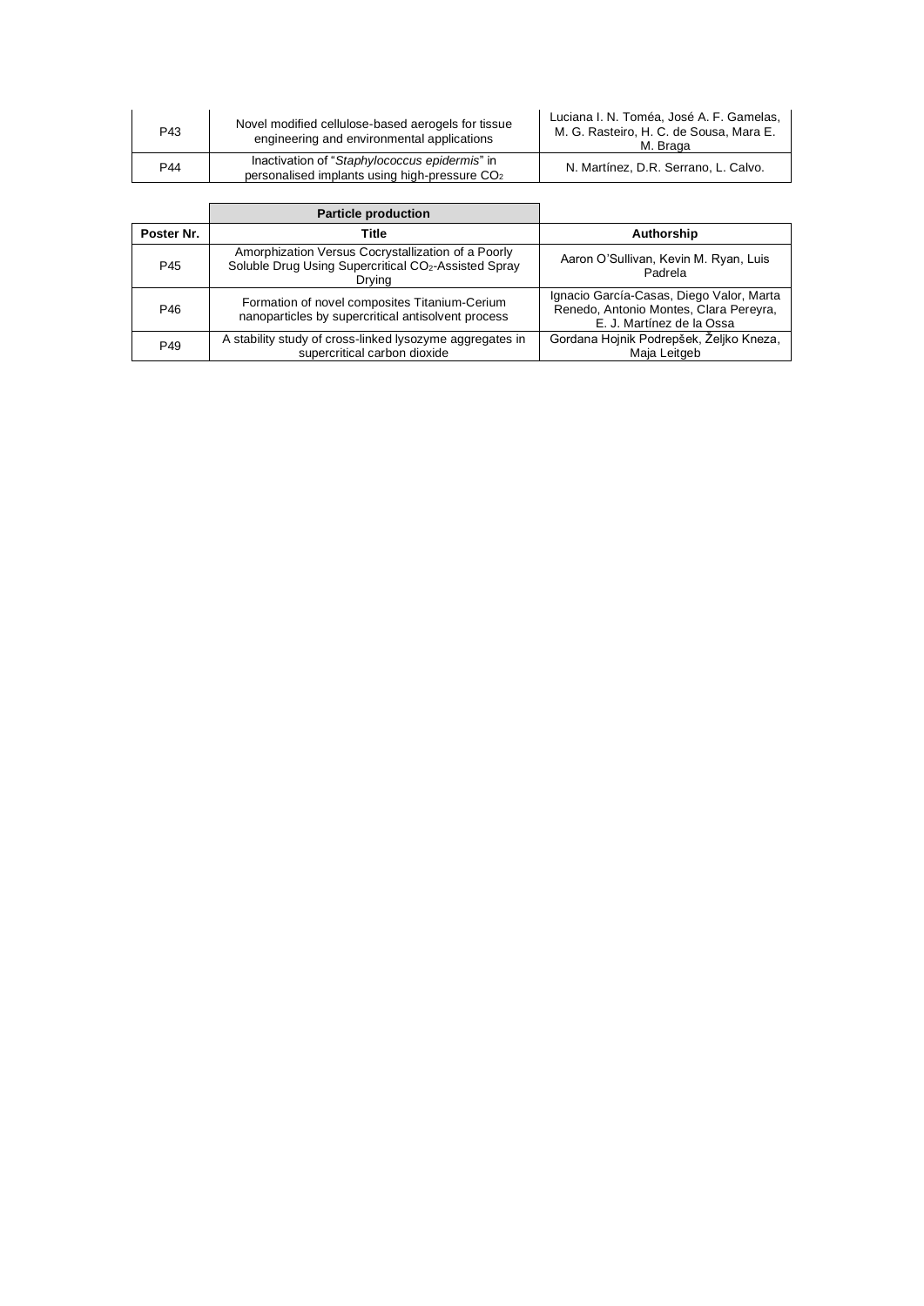| | | |
|---|---|---|
| P43 | Novel modified cellulose-based aerogels for tissue engineering and environmental applications | Luciana I. N. Toméa, José A. F. Gamelas, M. G. Rasteiro, H. C. de Sousa, Mara E. M. Braga |
| P44 | Inactivation of "*Staphylococcus epidermis*" in personalised implants using high-pressure $CO_2$ | N. Martínez, D.R. Serrano, L. Calvo. |

| | **Particle production** | |
|---|---|---|
| **Poster Nr.** | **Title** | **Authorship** |
| P45 | Amorphization Versus Cocrystallization of a Poorly Soluble Drug Using Supercritical $CO_2$-Assisted Spray Drying | Aaron O'Sullivan, Kevin M. Ryan, Luis Padrela |
| P46 | Formation of novel composites Titanium-Cerium nanoparticles by supercritical antisolvent process | Ignacio García-Casas, Diego Valor, Marta Renedo, Antonio Montes, Clara Pereyra, E. J. Martínez de la Ossa |
| P49 | A stability study of cross-linked lysozyme aggregates in supercritical carbon dioxide | Gordana Hojnik Podrepšek, Željko Kneza, Maja Leitgeb |